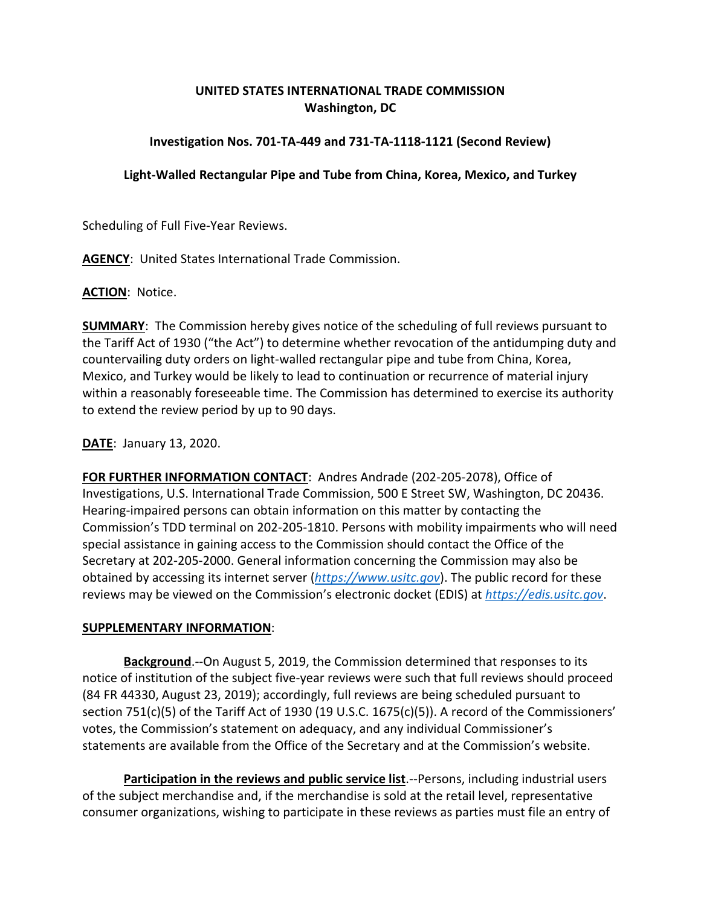**UNITED STATES INTERNATIONAL TRADE COMMISSION**
**Washington, DC**

**Investigation Nos. 701-TA-449 and 731-TA-1118-1121 (Second Review)**

**Light-Walled Rectangular Pipe and Tube from China, Korea, Mexico, and Turkey**

Scheduling of Full Five-Year Reviews.

**AGENCY**: United States International Trade Commission.

**ACTION**: Notice.

**SUMMARY**: The Commission hereby gives notice of the scheduling of full reviews pursuant to the Tariff Act of 1930 ("the Act") to determine whether revocation of the antidumping duty and countervailing duty orders on light-walled rectangular pipe and tube from China, Korea, Mexico, and Turkey would be likely to lead to continuation or recurrence of material injury within a reasonably foreseeable time. The Commission has determined to exercise its authority to extend the review period by up to 90 days.

**DATE**: January 13, 2020.

**FOR FURTHER INFORMATION CONTACT**: Andres Andrade (202-205-2078), Office of Investigations, U.S. International Trade Commission, 500 E Street SW, Washington, DC 20436. Hearing-impaired persons can obtain information on this matter by contacting the Commission's TDD terminal on 202-205-1810. Persons with mobility impairments who will need special assistance in gaining access to the Commission should contact the Office of the Secretary at 202-205-2000. General information concerning the Commission may also be obtained by accessing its internet server (*https://www.usitc.gov*). The public record for these reviews may be viewed on the Commission's electronic docket (EDIS) at *https://edis.usitc.gov*.

**SUPPLEMENTARY INFORMATION**:

**Background**.--On August 5, 2019, the Commission determined that responses to its notice of institution of the subject five-year reviews were such that full reviews should proceed (84 FR 44330, August 23, 2019); accordingly, full reviews are being scheduled pursuant to section 751(c)(5) of the Tariff Act of 1930 (19 U.S.C. 1675(c)(5)). A record of the Commissioners' votes, the Commission's statement on adequacy, and any individual Commissioner's statements are available from the Office of the Secretary and at the Commission's website.

**Participation in the reviews and public service list**.--Persons, including industrial users of the subject merchandise and, if the merchandise is sold at the retail level, representative consumer organizations, wishing to participate in these reviews as parties must file an entry of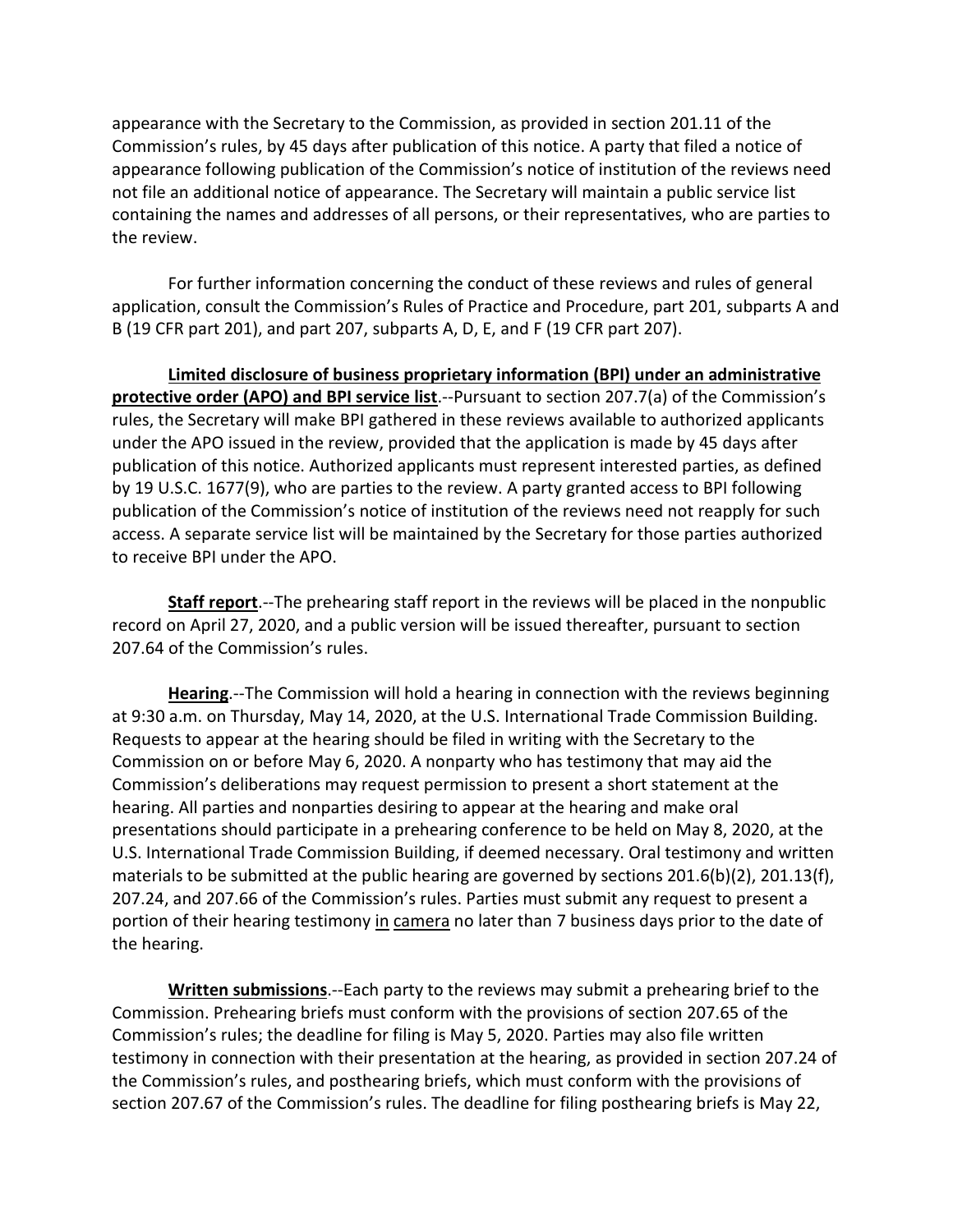appearance with the Secretary to the Commission, as provided in section 201.11 of the Commission's rules, by 45 days after publication of this notice. A party that filed a notice of appearance following publication of the Commission's notice of institution of the reviews need not file an additional notice of appearance. The Secretary will maintain a public service list containing the names and addresses of all persons, or their representatives, who are parties to the review.

For further information concerning the conduct of these reviews and rules of general application, consult the Commission's Rules of Practice and Procedure, part 201, subparts A and B (19 CFR part 201), and part 207, subparts A, D, E, and F (19 CFR part 207).

**Limited disclosure of business proprietary information (BPI) under an administrative protective order (APO) and BPI service list**.--Pursuant to section 207.7(a) of the Commission's rules, the Secretary will make BPI gathered in these reviews available to authorized applicants under the APO issued in the review, provided that the application is made by 45 days after publication of this notice. Authorized applicants must represent interested parties, as defined by 19 U.S.C. 1677(9), who are parties to the review. A party granted access to BPI following publication of the Commission's notice of institution of the reviews need not reapply for such access. A separate service list will be maintained by the Secretary for those parties authorized to receive BPI under the APO.

**Staff report**.--The prehearing staff report in the reviews will be placed in the nonpublic record on April 27, 2020, and a public version will be issued thereafter, pursuant to section 207.64 of the Commission's rules.

**Hearing**.--The Commission will hold a hearing in connection with the reviews beginning at 9:30 a.m. on Thursday, May 14, 2020, at the U.S. International Trade Commission Building. Requests to appear at the hearing should be filed in writing with the Secretary to the Commission on or before May 6, 2020. A nonparty who has testimony that may aid the Commission's deliberations may request permission to present a short statement at the hearing. All parties and nonparties desiring to appear at the hearing and make oral presentations should participate in a prehearing conference to be held on May 8, 2020, at the U.S. International Trade Commission Building, if deemed necessary. Oral testimony and written materials to be submitted at the public hearing are governed by sections 201.6(b)(2), 201.13(f), 207.24, and 207.66 of the Commission's rules. Parties must submit any request to present a portion of their hearing testimony in camera no later than 7 business days prior to the date of the hearing.

**Written submissions**.--Each party to the reviews may submit a prehearing brief to the Commission. Prehearing briefs must conform with the provisions of section 207.65 of the Commission's rules; the deadline for filing is May 5, 2020. Parties may also file written testimony in connection with their presentation at the hearing, as provided in section 207.24 of the Commission's rules, and posthearing briefs, which must conform with the provisions of section 207.67 of the Commission's rules. The deadline for filing posthearing briefs is May 22,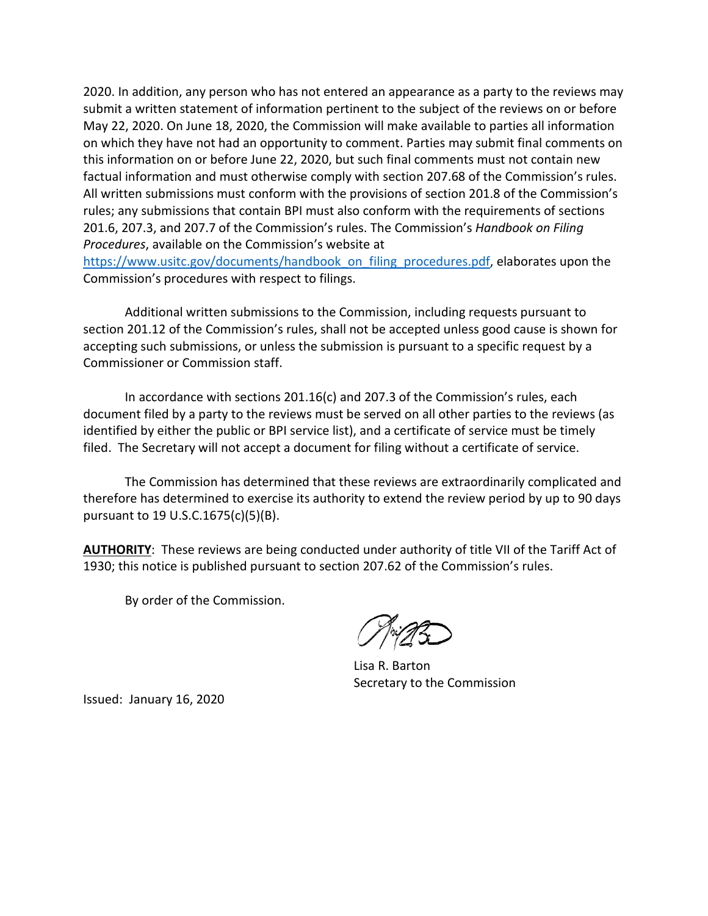2020. In addition, any person who has not entered an appearance as a party to the reviews may submit a written statement of information pertinent to the subject of the reviews on or before May 22, 2020. On June 18, 2020, the Commission will make available to parties all information on which they have not had an opportunity to comment. Parties may submit final comments on this information on or before June 22, 2020, but such final comments must not contain new factual information and must otherwise comply with section 207.68 of the Commission's rules. All written submissions must conform with the provisions of section 201.8 of the Commission's rules; any submissions that contain BPI must also conform with the requirements of sections 201.6, 207.3, and 207.7 of the Commission's rules. The Commission's *Handbook on Filing Procedures*, available on the Commission's website at https://www.usitc.gov/documents/handbook_on_filing_procedures.pdf, elaborates upon the Commission's procedures with respect to filings.

Additional written submissions to the Commission, including requests pursuant to section 201.12 of the Commission's rules, shall not be accepted unless good cause is shown for accepting such submissions, or unless the submission is pursuant to a specific request by a Commissioner or Commission staff.

In accordance with sections 201.16(c) and 207.3 of the Commission's rules, each document filed by a party to the reviews must be served on all other parties to the reviews (as identified by either the public or BPI service list), and a certificate of service must be timely filed. The Secretary will not accept a document for filing without a certificate of service.

The Commission has determined that these reviews are extraordinarily complicated and therefore has determined to exercise its authority to extend the review period by up to 90 days pursuant to 19 U.S.C.1675(c)(5)(B).

**AUTHORITY**: These reviews are being conducted under authority of title VII of the Tariff Act of 1930; this notice is published pursuant to section 207.62 of the Commission's rules.

By order of the Commission.

Lisa R. Barton
Secretary to the Commission

Issued: January 16, 2020